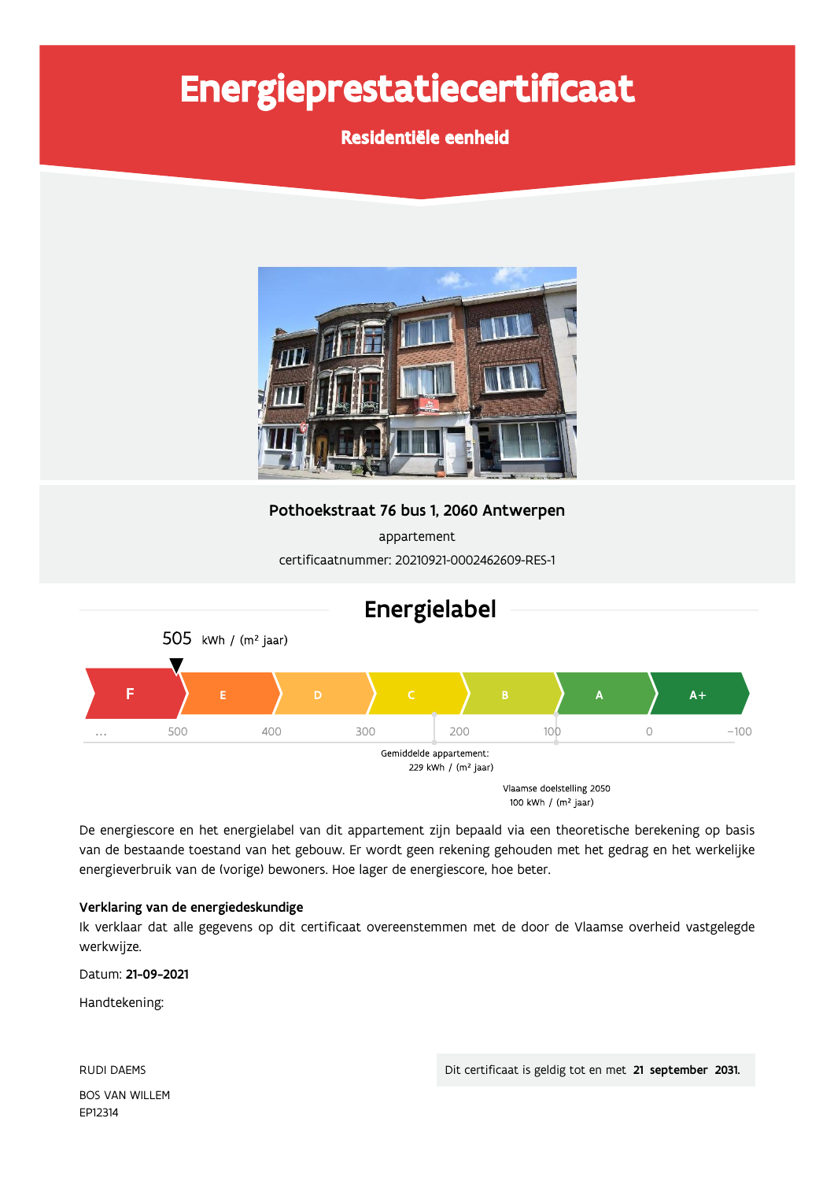# Energieprestatiecertificaat

**Residentiële eenheid**

**Pothoekstraat 76 bus 1, 2060 Antwerpen**

appartement

certificaatnummer: 20210921-0002462609-RES-1

## Energielabel

505 kWh / (m² jaar)

F | E | D | C | B | A | A+

... 500 400 300 200 100 0 −100

Gemiddelde appartement:
229 kWh / (m² jaar)

Vlaamse doelstelling 2050
100 kWh / (m² jaar)

De energiescore en het energielabel van dit appartement zijn bepaald via een theoretische berekening op basis van de bestaande toestand van het gebouw. Er wordt geen rekening gehouden met het gedrag en het werkelijke energieverbruik van de (vorige) bewoners. Hoe lager de energiescore, hoe beter.

**Verklaring van de energiedeskundige**

Ik verklaar dat alle gegevens op dit certificaat overeenstemmen met de door de Vlaamse overheid vastgelegde werkwijze.

Datum: **21-09-2021**

Handtekening:

RUDI DAEMS

BOS VAN WILLEM

EP12314

Dit certificaat is geldig tot en met **21 september 2031.**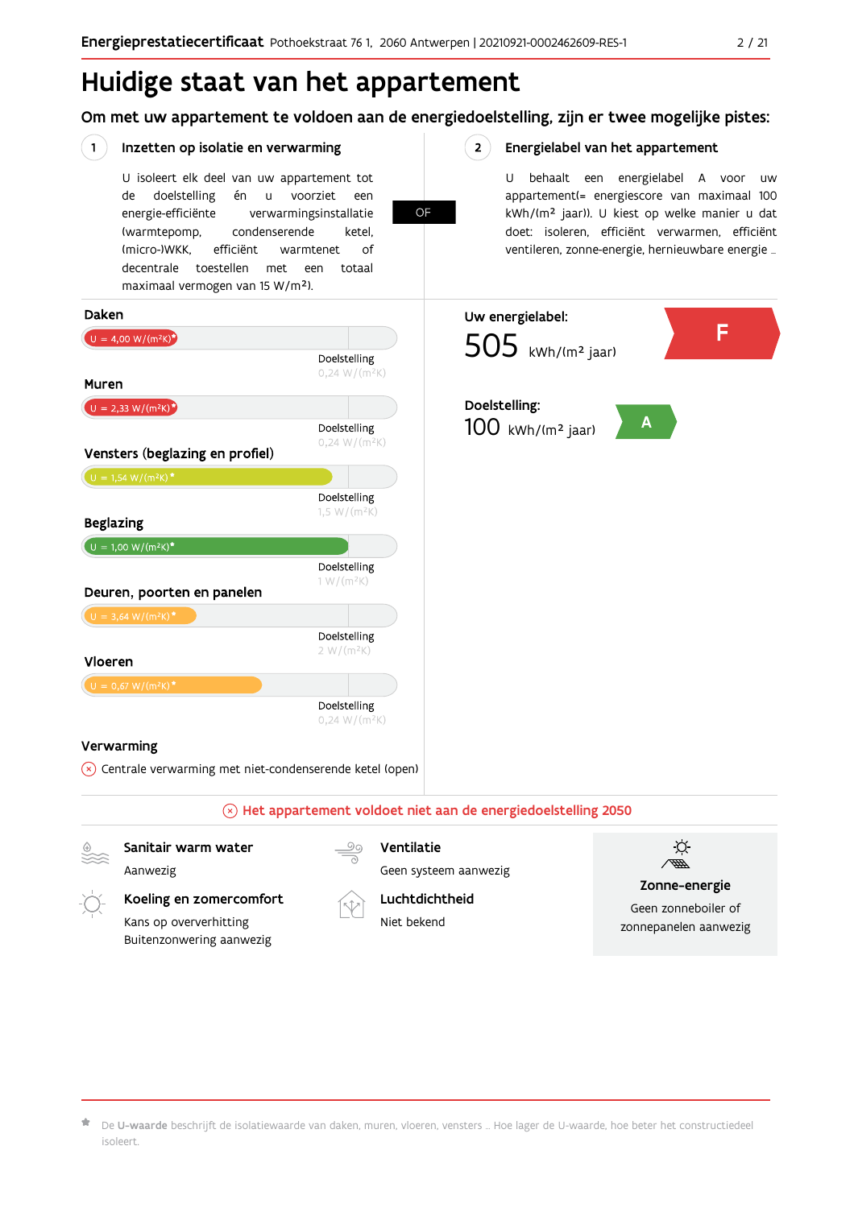# Huidige staat van het appartement

## Om met uw appartement te voldoen aan de energiedoelstelling, zijn er twee mogelijke pistes:

### 1 Inzetten op isolatie en verwarming

U isoleert elk deel van uw appartement tot de doelstelling én u voorziet een energie-efficiënte verwarmingsinstallatie (warmtepomp, condenserende ketel, (micro-)WKK, efficiënt warmtenet of decentrale toestellen met een totaal maximaal vermogen van 15 W/m²).

**OF**

### 2 Energielabel van het appartement

U behaalt een energielabel A voor uw appartement(= energiescore van maximaal 100 kWh/(m² jaar)). U kiest op welke manier u dat doet: isoleren, efficiënt verwarmen, efficiënt ventileren, zonne-energie, hernieuwbare energie ...

**Daken**
U = 4,00 W/(m²K)*
Doelstelling 0,24 W/(m²K)

**Muren**
U = 2,33 W/(m²K)*
Doelstelling 0,24 W/(m²K)

**Vensters (beglazing en profiel)**
U = 1,54 W/(m²K)*
Doelstelling 1,5 W/(m²K)

**Beglazing**
U = 1,00 W/(m²K)*
Doelstelling 1 W/(m²K)

**Deuren, poorten en panelen**
U = 3,64 W/(m²K)*
Doelstelling 2 W/(m²K)

**Vloeren**
U = 0,67 W/(m²K)*
Doelstelling 0,24 W/(m²K)

**Verwarming**
Centrale verwarming met niet-condenserende ketel (open)

**Uw energielabel:**
505 kWh/(m² jaar) — F

**Doelstelling:**
100 kWh/(m² jaar) — A

**Het appartement voldoet niet aan de energiedoelstelling 2050**

**Sanitair warm water**
Aanwezig

**Ventilatie**
Geen systeem aanwezig

**Koeling en zomercomfort**
Kans op oververhitting
Buitenzonwering aanwezig

**Luchtdichtheid**
Niet bekend

**Zonne-energie**
Geen zonneboiler of zonnepanelen aanwezig

* De **U-waarde** beschrijft de isolatiewaarde van daken, muren, vloeren, vensters ... Hoe lager de U-waarde, hoe beter het constructiedeel isoleert.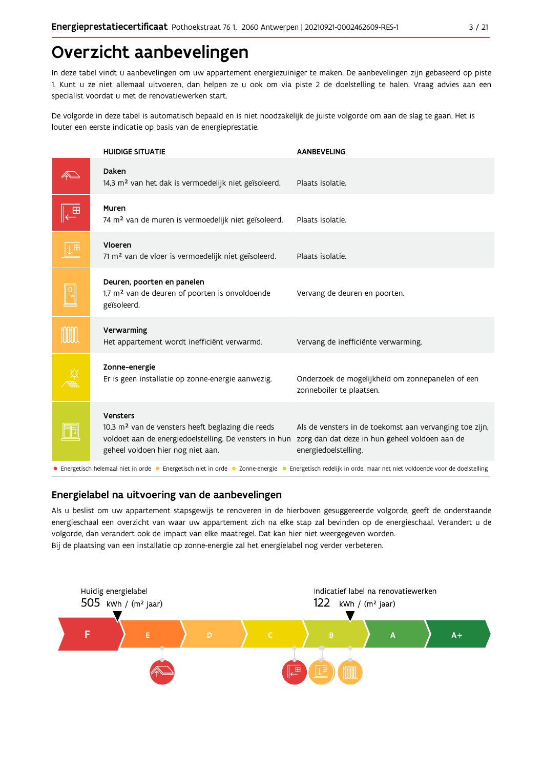# Overzicht aanbevelingen

In deze tabel vindt u aanbevelingen om uw appartement energiezuiniger te maken. De aanbevelingen zijn gebaseerd op piste 1. Kunt u ze niet allemaal uitvoeren, dan helpen ze u ook om via piste 2 de doelstelling te halen. Vraag advies aan een specialist voordat u met de renovatiewerken start.

De volgorde in deze tabel is automatisch bepaald en is niet noodzakelijk de juiste volgorde om aan de slag te gaan. Het is louter een eerste indicatie op basis van de energieprestatie.

| HUIDIGE SITUATIE | AANBEVELING |
|---|---|
| **Daken**<br>14,3 m² van het dak is vermoedelijk niet geïsoleerd. | Plaats isolatie. |
| **Muren**<br>74 m² van de muren is vermoedelijk niet geïsoleerd. | Plaats isolatie. |
| **Vloeren**<br>71 m² van de vloer is vermoedelijk niet geïsoleerd. | Plaats isolatie. |
| **Deuren, poorten en panelen**<br>1,7 m² van de deuren of poorten is onvoldoende geïsoleerd. | Vervang de deuren en poorten. |
| **Verwarming**<br>Het appartement wordt inefficiënt verwarmd. | Vervang de inefficiënte verwarming. |
| **Zonne-energie**<br>Er is geen installatie op zonne-energie aanwezig. | Onderzoek de mogelijkheid om zonnepanelen of een zonneboiler te plaatsen. |
| **Vensters**<br>10,3 m² van de vensters heeft beglazing die reeds voldoet aan de energiedoelstelling. De vensters in hun geheel voldoen hier nog niet aan. | Als de vensters in de toekomst aan vervanging toe zijn, zorg dan dat deze in hun geheel voldoen aan de energiedoelstelling. |

● Energetisch helemaal niet in orde ● Energetisch niet in orde ● Zonne-energie ● Energetisch redelijk in orde, maar net niet voldoende voor de doelstelling

## Energielabel na uitvoering van de aanbevelingen

Als u beslist om uw appartement stapsgewijs te renoveren in de hierboven gesuggereerde volgorde, geeft de onderstaande energieschaal een overzicht van waar uw appartement zich na elke stap zal bevinden op de energieschaal. Verandert u de volgorde, dan verandert ook de impact van elke maatregel. Dat kan hier niet weergegeven worden.
Bij de plaatsing van een installatie op zonne-energie zal het energielabel nog verder verbeteren.

Huidig energielabel
505 kWh / (m² jaar)

Indicatief label na renovatiewerken
122 kWh / (m² jaar)

F | E | D | C | B | A | A+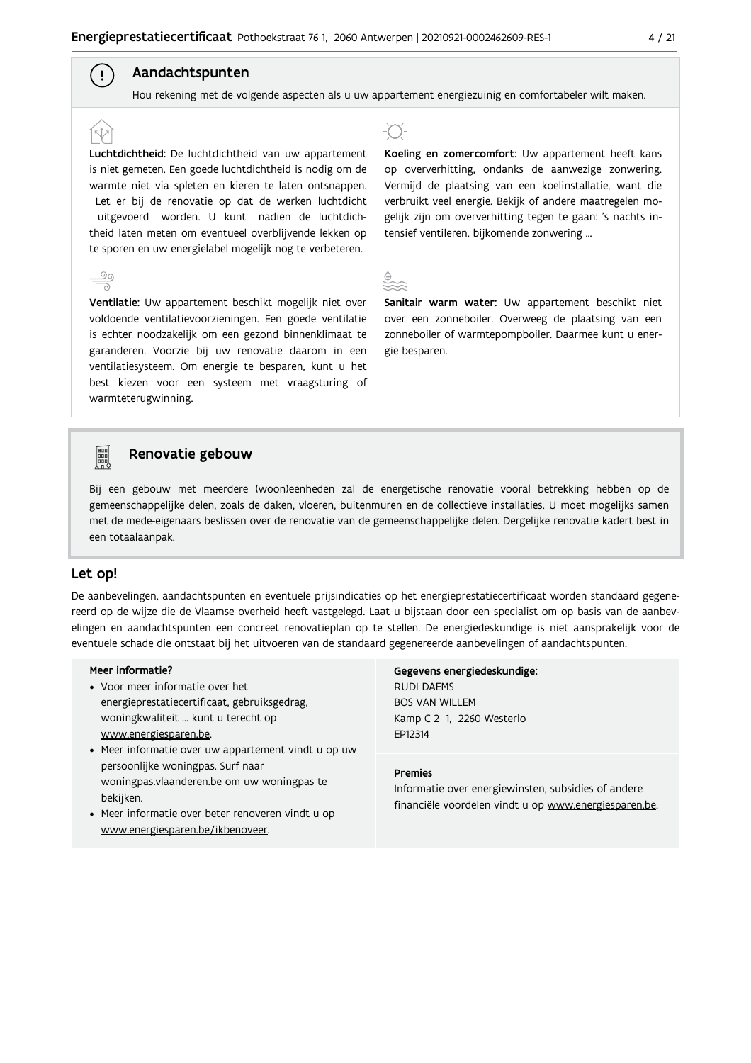## Aandachtspunten

Hou rekening met de volgende aspecten als u uw appartement energiezuinig en comfortabeler wilt maken.

**Luchtdichtheid:** De luchtdichtheid van uw appartement is niet gemeten. Een goede luchtdichtheid is nodig om de warmte niet via spleten en kieren te laten ontsnappen. Let er bij de renovatie op dat de werken luchtdicht uitgevoerd worden. U kunt nadien de luchtdichtheid laten meten om eventueel overblijvende lekken op te sporen en uw energielabel mogelijk nog te verbeteren.

**Ventilatie:** Uw appartement beschikt mogelijk niet over voldoende ventilatievoorzieningen. Een goede ventilatie is echter noodzakelijk om een gezond binnenklimaat te garanderen. Voorzie bij uw renovatie daarom in een ventilatiesysteem. Om energie te besparen, kunt u het best kiezen voor een systeem met vraagsturing of warmteterugwinning.

**Koeling en zomercomfort:** Uw appartement heeft kans op oververhitting, ondanks de aanwezige zonwering. Vermijd de plaatsing van een koelinstallatie, want die verbruikt veel energie. Bekijk of andere maatregelen mogelijk zijn om oververhitting tegen te gaan: 's nachts intensief ventileren, bijkomende zonwering ...

**Sanitair warm water:** Uw appartement beschikt niet over een zonneboiler. Overweeg de plaatsing van een zonneboiler of warmtepompboiler. Daarmee kunt u energie besparen.

## Renovatie gebouw

Bij een gebouw met meerdere (woon)eenheden zal de energetische renovatie vooral betrekking hebben op de gemeenschappelijke delen, zoals de daken, vloeren, buitenmuren en de collectieve installaties. U moet mogelijks samen met de mede-eigenaars beslissen over de renovatie van de gemeenschappelijke delen. Dergelijke renovatie kadert best in een totaalaanpak.

## Let op!

De aanbevelingen, aandachtspunten en eventuele prijsindicaties op het energieprestatiecertificaat worden standaard gegenereerd op de wijze die de Vlaamse overheid heeft vastgelegd. Laat u bijstaan door een specialist om op basis van de aanbevelingen en aandachtspunten een concreet renovatieplan op te stellen. De energiedeskundige is niet aansprakelijk voor de eventuele schade die ontstaat bij het uitvoeren van de standaard gegenereerde aanbevelingen of aandachtspunten.

**Meer informatie?**

- Voor meer informatie over het energieprestatiecertificaat, gebruiksgedrag, woningkwaliteit ... kunt u terecht op www.energiesparen.be.
- Meer informatie over uw appartement vindt u op uw persoonlijke woningpas. Surf naar woningpas.vlaanderen.be om uw woningpas te bekijken.
- Meer informatie over beter renoveren vindt u op www.energiesparen.be/ikbenoveer.

**Gegevens energiedeskundige:**

RUDI DAEMS
BOS VAN WILLEM
Kamp C 2 1, 2260 Westerlo
EP12314

**Premies**

Informatie over energiewinsten, subsidies of andere financiële voordelen vindt u op www.energiesparen.be.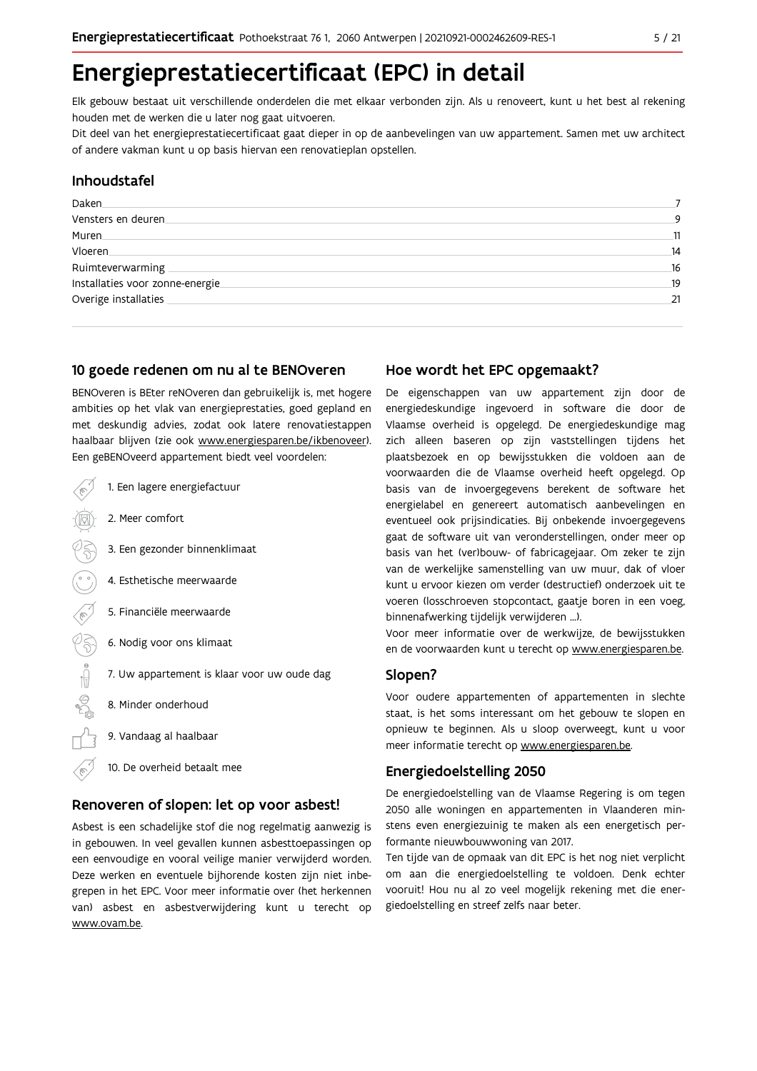# Energieprestatiecertificaat (EPC) in detail

Elk gebouw bestaat uit verschillende onderdelen die met elkaar verbonden zijn. Als u renoveert, kunt u het best al rekening houden met de werken die u later nog gaat uitvoeren.

Dit deel van het energieprestatiecertificaat gaat dieper in op de aanbevelingen van uw appartement. Samen met uw architect of andere vakman kunt u op basis hiervan een renovatieplan opstellen.

## Inhoudstafel

| | |
|---|---|
| Daken | 7 |
| Vensters en deuren | 9 |
| Muren | 11 |
| Vloeren | 14 |
| Ruimteverwarming | 16 |
| Installaties voor zonne-energie | 19 |
| Overige installaties | 21 |

## 10 goede redenen om nu al te BENOveren

BENOveren is BEter reNOveren dan gebruikelijk is, met hogere ambities op het vlak van energieprestaties, goed gepland en met deskundig advies, zodat ook latere renovatiestappen haalbaar blijven (zie ook www.energiesparen.be/ikbenoveer). Een geBENOveerd appartement biedt veel voordelen:

1. Een lagere energiefactuur
2. Meer comfort
3. Een gezonder binnenklimaat
4. Esthetische meerwaarde
5. Financiële meerwaarde
6. Nodig voor ons klimaat
7. Uw appartement is klaar voor uw oude dag
8. Minder onderhoud
9. Vandaag al haalbaar
10. De overheid betaalt mee

## Renoveren of slopen: let op voor asbest!

Asbest is een schadelijke stof die nog regelmatig aanwezig is in gebouwen. In veel gevallen kunnen asbesttoepassingen op een eenvoudige en vooral veilige manier verwijderd worden. Deze werken en eventuele bijhorende kosten zijn niet inbegrepen in het EPC. Voor meer informatie over (het herkennen van) asbest en asbestverwijdering kunt u terecht op www.ovam.be.

## Hoe wordt het EPC opgemaakt?

De eigenschappen van uw appartement zijn door de energiedeskundige ingevoerd in software die door de Vlaamse overheid is opgelegd. De energiedeskundige mag zich alleen baseren op zijn vaststellingen tijdens het plaatsbezoek en op bewijsstukken die voldoen aan de voorwaarden die de Vlaamse overheid heeft opgelegd. Op basis van de invoergegevens berekent de software het energielabel en genereert automatisch aanbevelingen en eventueel ook prijsindicaties. Bij onbekende invoergegevens gaat de software uit van veronderstellingen, onder meer op basis van het (ver)bouw- of fabricagejaar. Om zeker te zijn van de werkelijke samenstelling van uw muur, dak of vloer kunt u ervoor kiezen om verder (destructief) onderzoek uit te voeren (losschroeven stopcontact, gaatje boren in een voeg, binnenafwerking tijdelijk verwijderen ...).

Voor meer informatie over de werkwijze, de bewijsstukken en de voorwaarden kunt u terecht op www.energiesparen.be.

## Slopen?

Voor oudere appartementen of appartementen in slechte staat, is het soms interessant om het gebouw te slopen en opnieuw te beginnen. Als u sloop overweegt, kunt u voor meer informatie terecht op www.energiesparen.be.

## Energiedoelstelling 2050

De energiedoelstelling van de Vlaamse Regering is om tegen 2050 alle woningen en appartementen in Vlaanderen minstens even energiezuinig te maken als een energetisch performante nieuwbouwwoning van 2017.

Ten tijde van de opmaak van dit EPC is het nog niet verplicht om aan die energiedoelstelling te voldoen. Denk echter vooruit! Hou nu al zo veel mogelijk rekening met die energiedoelstelling en streef zelfs naar beter.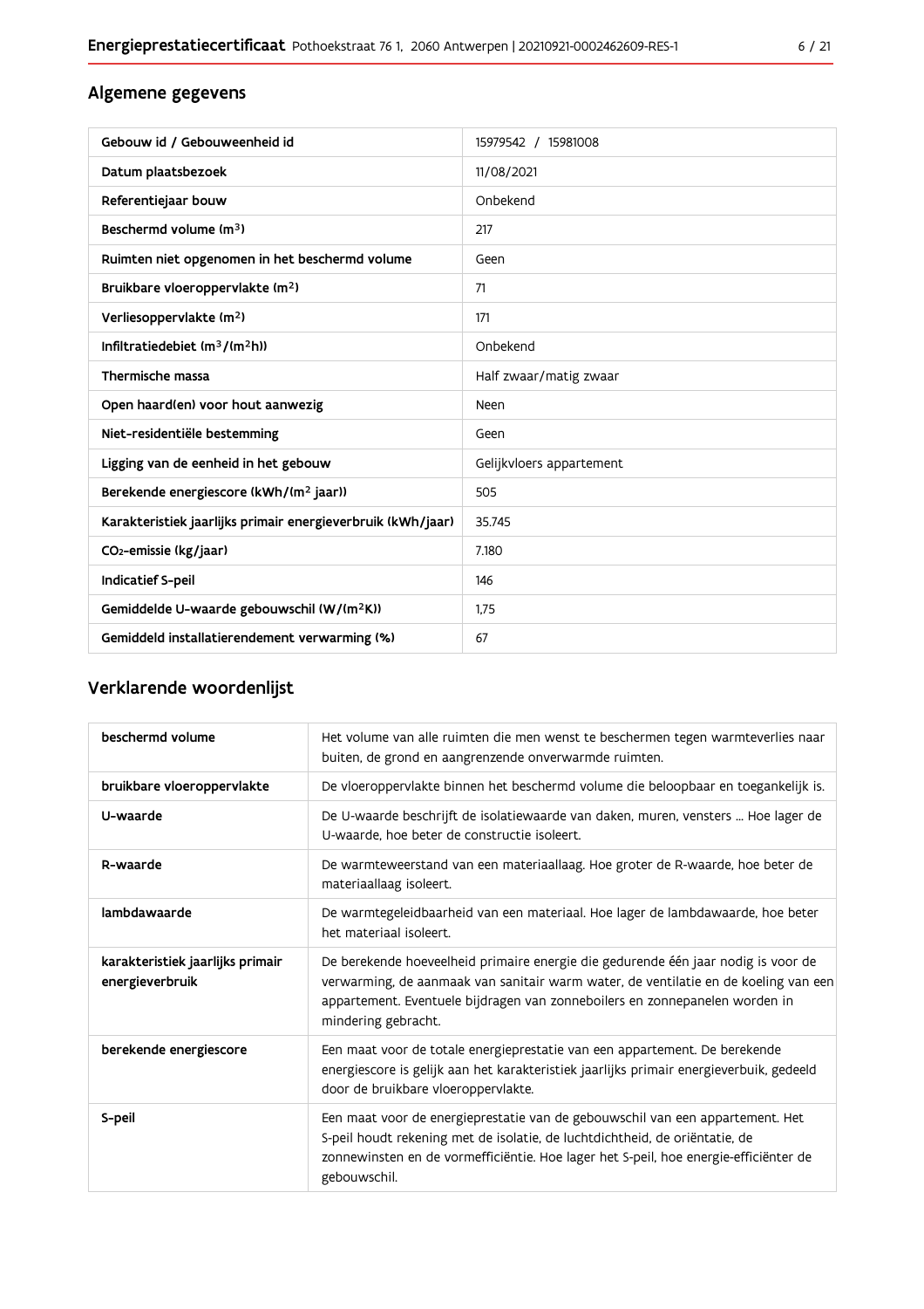## Algemene gegevens

| Gebouw id / Gebouweenheid id | 15979542 / 15981008 |
|---|---|
| Datum plaatsbezoek | 11/08/2021 |
| Referentiejaar bouw | Onbekend |
| Beschermd volume ($m^3$) | 217 |
| Ruimten niet opgenomen in het beschermd volume | Geen |
| Bruikbare vloeroppervlakte ($m^2$) | 71 |
| Verliesoppervlakte ($m^2$) | 171 |
| Infiltratiedebiet ($m^3/(m^2h)$) | Onbekend |
| Thermische massa | Half zwaar/matig zwaar |
| Open haard(en) voor hout aanwezig | Neen |
| Niet-residentiële bestemming | Geen |
| Ligging van de eenheid in het gebouw | Gelijkvloers appartement |
| Berekende energiescore (kWh/($m^2$ jaar)) | 505 |
| Karakteristiek jaarlijks primair energieverbruik (kWh/jaar) | 35.745 |
| $CO_2$-emissie (kg/jaar) | 7.180 |
| Indicatief S-peil | 146 |
| Gemiddelde U-waarde gebouwschil (W/($m^2$K)) | 1,75 |
| Gemiddeld installatierendement verwarming (%) | 67 |

## Verklarende woordenlijst

| beschermd volume | Het volume van alle ruimten die men wenst te beschermen tegen warmteverlies naar buiten, de grond en aangrenzende onverwarmde ruimten. |
|---|---|
| bruikbare vloeroppervlakte | De vloeroppervlakte binnen het beschermd volume die beloopbaar en toegankelijk is. |
| U-waarde | De U-waarde beschrijft de isolatiewaarde van daken, muren, vensters ... Hoe lager de U-waarde, hoe beter de constructie isoleert. |
| R-waarde | De warmteweerstand van een materiaallaag. Hoe groter de R-waarde, hoe beter de materiaallaag isoleert. |
| lambdawaarde | De warmtegeleidbaarheid van een materiaal. Hoe lager de lambdawaarde, hoe beter het materiaal isoleert. |
| karakteristiek jaarlijks primair energieverbruik | De berekende hoeveelheid primaire energie die gedurende één jaar nodig is voor de verwarming, de aanmaak van sanitair warm water, de ventilatie en de koeling van een appartement. Eventuele bijdragen van zonneboilers en zonnepanelen worden in mindering gebracht. |
| berekende energiescore | Een maat voor de totale energieprestatie van een appartement. De berekende energiescore is gelijk aan het karakteristiek jaarlijks primair energieverbuik, gedeeld door de bruikbare vloeroppervlakte. |
| S-peil | Een maat voor de energieprestatie van de gebouwschil van een appartement. Het S-peil houdt rekening met de isolatie, de luchtdichtheid, de oriëntatie, de zonnewinsten en de vormefficiëntie. Hoe lager het S-peil, hoe energie-efficiënter de gebouwschil. |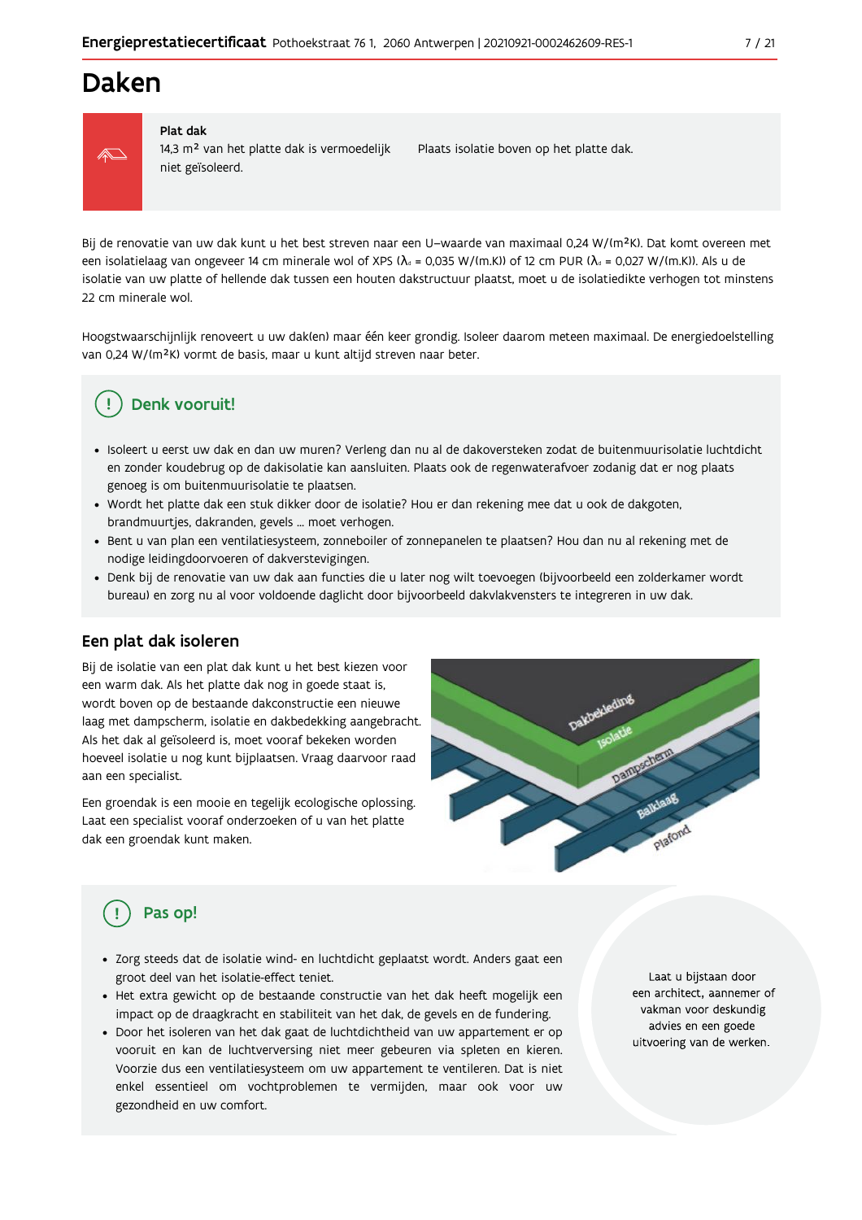# Daken

**Plat dak**

14,3 m² van het platte dak is vermoedelijk niet geïsoleerd.

Plaats isolatie boven op het platte dak.

Bij de renovatie van uw dak kunt u het best streven naar een U-waarde van maximaal 0,24 W/(m²K). Dat komt overeen met een isolatielaag van ongeveer 14 cm minerale wol of XPS ($\lambda_d$ = 0,035 W/(m.K)) of 12 cm PUR ($\lambda_d$ = 0,027 W/(m.K)). Als u de isolatie van uw platte of hellende dak tussen een houten dakstructuur plaatst, moet u de isolatiedikte verhogen tot minstens 22 cm minerale wol.

Hoogstwaarschijnlijk renoveert u uw dak(en) maar één keer grondig. Isoleer daarom meteen maximaal. De energiedoelstelling van 0,24 W/(m²K) vormt de basis, maar u kunt altijd streven naar beter.

## Denk vooruit!

- Isoleert u eerst uw dak en dan uw muren? Verleng dan nu al de dakoversteken zodat de buitenmuurisolatie luchtdicht en zonder koudebrug op de dakisolatie kan aansluiten. Plaats ook de regenwaterafvoer zodanig dat er nog plaats genoeg is om buitenmuurisolatie te plaatsen.
- Wordt het platte dak een stuk dikker door de isolatie? Hou er dan rekening mee dat u ook de dakgoten, brandmuurtjes, dakranden, gevels ... moet verhogen.
- Bent u van plan een ventilatiesysteem, zonneboiler of zonnepanelen te plaatsen? Hou dan nu al rekening met de nodige leidingdoorvoeren of dakverstevigingen.
- Denk bij de renovatie van uw dak aan functies die u later nog wilt toevoegen (bijvoorbeeld een zolderkamer wordt bureau) en zorg nu al voor voldoende daglicht door bijvoorbeeld dakvlakvensters te integreren in uw dak.

## Een plat dak isoleren

Bij de isolatie van een plat dak kunt u het best kiezen voor een warm dak. Als het platte dak nog in goede staat is, wordt boven op de bestaande dakconstructie een nieuwe laag met dampscherm, isolatie en dakbedekking aangebracht. Als het dak al geïsoleerd is, moet vooraf bekeken worden hoeveel isolatie u nog kunt bijplaatsen. Vraag daarvoor raad aan een specialist.

Een groendak is een mooie en tegelijk ecologische oplossing. Laat een specialist vooraf onderzoeken of u van het platte dak een groendak kunt maken.

Dakbekleding
Isolatie
Dampscherm
Balklaag
Plafond

## Pas op!

- Zorg steeds dat de isolatie wind- en luchtdicht geplaatst wordt. Anders gaat een groot deel van het isolatie-effect teniet.
- Het extra gewicht op de bestaande constructie van het dak heeft mogelijk een impact op de draagkracht en stabiliteit van het dak, de gevels en de fundering.
- Door het isoleren van het dak gaat de luchtdichtheid van uw appartement er op vooruit en kan de luchtverversing niet meer gebeuren via spleten en kieren. Voorzie dus een ventilatiesysteem om uw appartement te ventileren. Dat is niet enkel essentieel om vochtproblemen te vermijden, maar ook voor uw gezondheid en uw comfort.

Laat u bijstaan door een architect, aannemer of vakman voor deskundig advies en een goede uitvoering van de werken.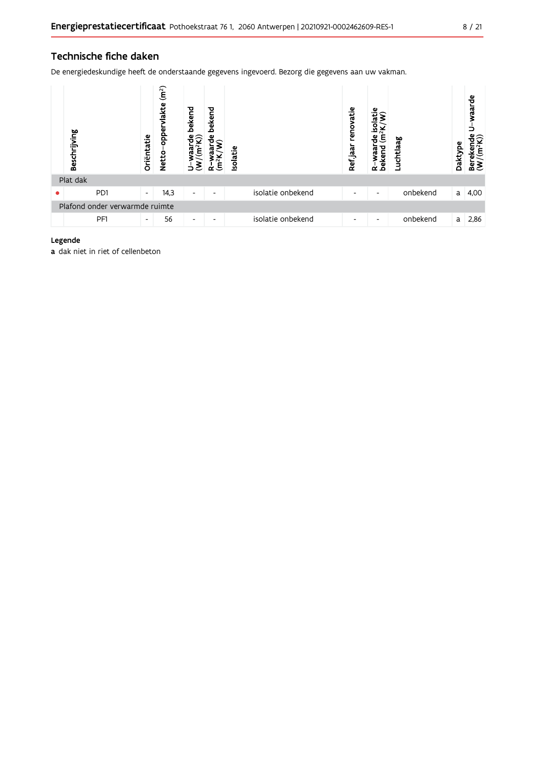## Technische fiche daken

De energiedeskundige heeft de onderstaande gegevens ingevoerd. Bezorg die gegevens aan uw vakman.

| | Beschrijving | Oriëntatie | Netto-oppervlakte ($m^2$) | U-waarde bekend ($W/(m^2K)$) | R-waarde bekend ($m^2K/W$) | Isolatie | Ref.jaar renovatie | R-waarde isolatie bekend ($m^2K/W$) | Luchtlaag | Daktype | Berekende U-waarde ($W/(m^2K)$) |
|---|---|---|---|---|---|---|---|---|---|---|---|
| Plat dak | | | | | | | | | | | |
| • | PD1 | - | 14,3 | - | - | isolatie onbekend | - | - | onbekend | a | 4,00 |
| Plafond onder verwarmde ruimte | | | | | | | | | | | |
| | PF1 | - | 56 | - | - | isolatie onbekend | - | - | onbekend | a | 2,86 |

**Legende**

**a** dak niet in riet of cellenbeton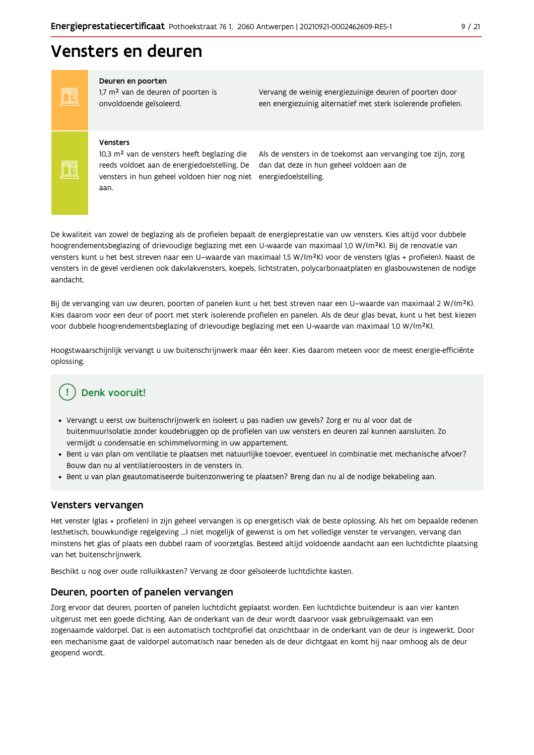# Vensters en deuren

| | | |
|---|---|---|
| **Deuren en poorten** | 1,7 m² van de deuren of poorten is onvoldoende geïsoleerd. | Vervang de weinig energiezuinige deuren of poorten door een energiezuinig alternatief met sterk isolerende profielen. |
| **Vensters** | 10,3 m² van de vensters heeft beglazing die reeds voldoet aan de energiedoelstelling. De vensters in hun geheel voldoen hier nog niet aan. | Als de vensters in de toekomst aan vervanging toe zijn, zorg dan dat deze in hun geheel voldoen aan de energiedoelstelling. |

De kwaliteit van zowel de beglazing als de profielen bepaalt de energieprestatie van uw vensters. Kies altijd voor dubbele hoogrendementsbeglazing of drievoudige beglazing met een U-waarde van maximaal 1,0 W/(m²K). Bij de renovatie van vensters kunt u het best streven naar een U-waarde van maximaal 1,5 W/(m²K) voor de vensters (glas + profielen). Naast de vensters in de gevel verdienen ook dakvlakvensters, koepels, lichtstraten, polycarbonaatplaten en glasbouwstenen de nodige aandacht.

Bij de vervanging van uw deuren, poorten of panelen kunt u het best streven naar een U-waarde van maximaal 2 W/(m²K). Kies daarom voor een deur of poort met sterk isolerende profielen en panelen. Als de deur glas bevat, kunt u het best kiezen voor dubbele hoogrendementsbeglazing of drievoudige beglazing met een U-waarde van maximaal 1,0 W/(m²K).

Hoogstwaarschijnlijk vervangt u uw buitenschrijnwerk maar één keer. Kies daarom meteen voor de meest energie-efficiënte oplossing.

## Denk vooruit!

- Vervangt u eerst uw buitenschrijnwerk en isoleert u pas nadien uw gevels? Zorg er nu al voor dat de buitenmuurisolatie zonder koudebruggen op de profielen van uw vensters en deuren zal kunnen aansluiten. Zo vermijdt u condensatie en schimmelvorming in uw appartement.
- Bent u van plan om ventilatie te plaatsen met natuurlijke toevoer, eventueel in combinatie met mechanische afvoer? Bouw dan nu al ventilatieroosters in de vensters in.
- Bent u van plan geautomatiseerde buitenzonwering te plaatsen? Breng dan nu al de nodige bekabeling aan.

## Vensters vervangen

Het venster (glas + profielen) in zijn geheel vervangen is op energetisch vlak de beste oplossing. Als het om bepaalde redenen (esthetisch, bouwkundige regelgeving ...) niet mogelijk of gewenst is om het volledige venster te vervangen, vervang dan minstens het glas of plaats een dubbel raam of voorzetglas. Besteed altijd voldoende aandacht aan een luchtdichte plaatsing van het buitenschrijnwerk.

Beschikt u nog over oude rolluikkasten? Vervang ze door geïsoleerde luchtdichte kasten.

## Deuren, poorten of panelen vervangen

Zorg ervoor dat deuren, poorten of panelen luchtdicht geplaatst worden. Een luchtdichte buitendeur is aan vier kanten uitgerust met een goede dichting. Aan de onderkant van de deur wordt daarvoor vaak gebruikgemaakt van een zogenaamde valdorpel. Dat is een automatisch tochtprofiel dat onzichtbaar in de onderkant van de deur is ingewerkt. Door een mechanisme gaat de valdorpel automatisch naar beneden als de deur dichtgaat en komt hij naar omhoog als de deur geopend wordt.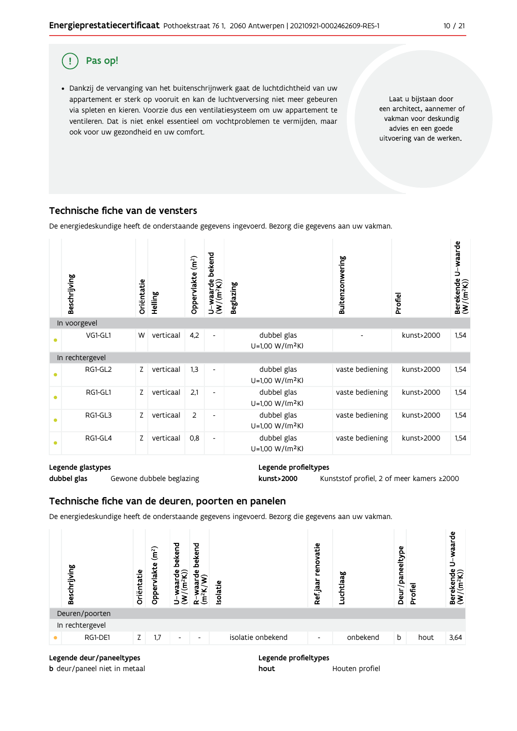## Pas op!

- Dankzij de vervanging van het buitenschrijnwerk gaat de luchtdichtheid van uw appartement er sterk op vooruit en kan de luchtverversing niet meer gebeuren via spleten en kieren. Voorzie dus een ventilatiesysteem om uw appartement te ventileren. Dat is niet enkel essentieel om vochtproblemen te vermijden, maar ook voor uw gezondheid en uw comfort.

Laat u bijstaan door een architect, aannemer of vakman voor deskundig advies en een goede uitvoering van de werken.

## Technische fiche van de vensters

De energiedeskundige heeft de onderstaande gegevens ingevoerd. Bezorg die gegevens aan uw vakman.

| | Beschrijving | Oriëntatie | Helling | Oppervlakte (m²) | U-waarde bekend (W/(m²K)) | Beglazing | Buitenzonwering | Profiel | Berekende U-waarde (W/(m²K)) |
|---|---|---|---|---|---|---|---|---|---|
| In voorgevel | | | | | | | | | |
| • | VG1-GL1 | W | verticaal | 4,2 | - | dubbel glas U=1,00 W/(m²K) | - | kunst>2000 | 1,54 |
| In rechtergevel | | | | | | | | | |
| • | RG1-GL2 | Z | verticaal | 1,3 | - | dubbel glas U=1,00 W/(m²K) | vaste bediening | kunst>2000 | 1,54 |
| • | RG1-GL1 | Z | verticaal | 2,1 | - | dubbel glas U=1,00 W/(m²K) | vaste bediening | kunst>2000 | 1,54 |
| • | RG1-GL3 | Z | verticaal | 2 | - | dubbel glas U=1,00 W/(m²K) | vaste bediening | kunst>2000 | 1,54 |
| • | RG1-GL4 | Z | verticaal | 0,8 | - | dubbel glas U=1,00 W/(m²K) | vaste bediening | kunst>2000 | 1,54 |

**Legende glastypes**

**dubbel glas** Gewone dubbele beglazing

**Legende profieltypes**

**kunst>2000** Kunststof profiel, 2 of meer kamers ≥2000

## Technische fiche van de deuren, poorten en panelen

De energiedeskundige heeft de onderstaande gegevens ingevoerd. Bezorg die gegevens aan uw vakman.

| | Beschrijving | Oriëntatie | Oppervlakte (m²) | U-waarde bekend (W/(m²K)) | R-waarde bekend (m²K/W) | Isolatie | Ref.jaar renovatie | Luchtlaag | Deur/paneeltype | Profiel | Berekende U-waarde (W/(m²K)) |
|---|---|---|---|---|---|---|---|---|---|---|---|
| Deuren/poorten | | | | | | | | | | | |
| In rechtergevel | | | | | | | | | | | |
| • | RG1-DE1 | Z | 1,7 | - | - | isolatie onbekend | - | onbekend | b | hout | 3,64 |

**Legende deur/paneeltypes**

**b** deur/paneel niet in metaal

**Legende profieltypes**

**hout** Houten profiel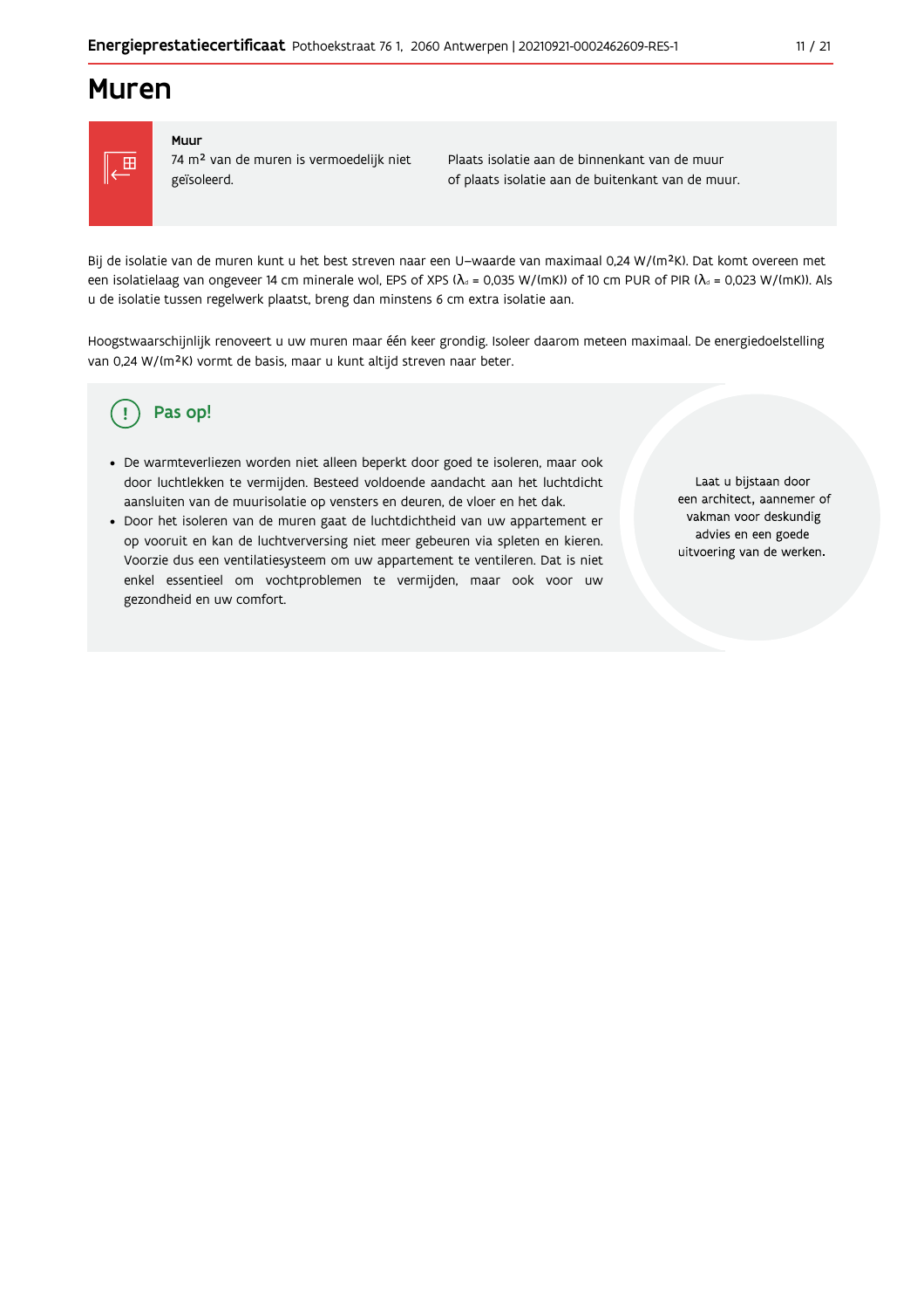# Muren

**Muur**

74 m² van de muren is vermoedelijk niet geïsoleerd.

Plaats isolatie aan de binnenkant van de muur of plaats isolatie aan de buitenkant van de muur.

Bij de isolatie van de muren kunt u het best streven naar een U-waarde van maximaal 0,24 W/(m²K). Dat komt overeen met een isolatielaag van ongeveer 14 cm minerale wol, EPS of XPS ($\lambda_d$ = 0,035 W/(mK)) of 10 cm PUR of PIR ($\lambda_d$ = 0,023 W/(mK)). Als u de isolatie tussen regelwerk plaatst, breng dan minstens 6 cm extra isolatie aan.

Hoogstwaarschijnlijk renoveert u uw muren maar één keer grondig. Isoleer daarom meteen maximaal. De energiedoelstelling van 0,24 W/(m²K) vormt de basis, maar u kunt altijd streven naar beter.

## Pas op!

- De warmteverliezen worden niet alleen beperkt door goed te isoleren, maar ook door luchtlekken te vermijden. Besteed voldoende aandacht aan het luchtdicht aansluiten van de muurisolatie op vensters en deuren, de vloer en het dak.
- Door het isoleren van de muren gaat de luchtdichtheid van uw appartement er op vooruit en kan de luchtverversing niet meer gebeuren via spleten en kieren. Voorzie dus een ventilatiesysteem om uw appartement te ventileren. Dat is niet enkel essentieel om vochtproblemen te vermijden, maar ook voor uw gezondheid en uw comfort.

Laat u bijstaan door een architect, aannemer of vakman voor deskundig advies en een goede uitvoering van de werken.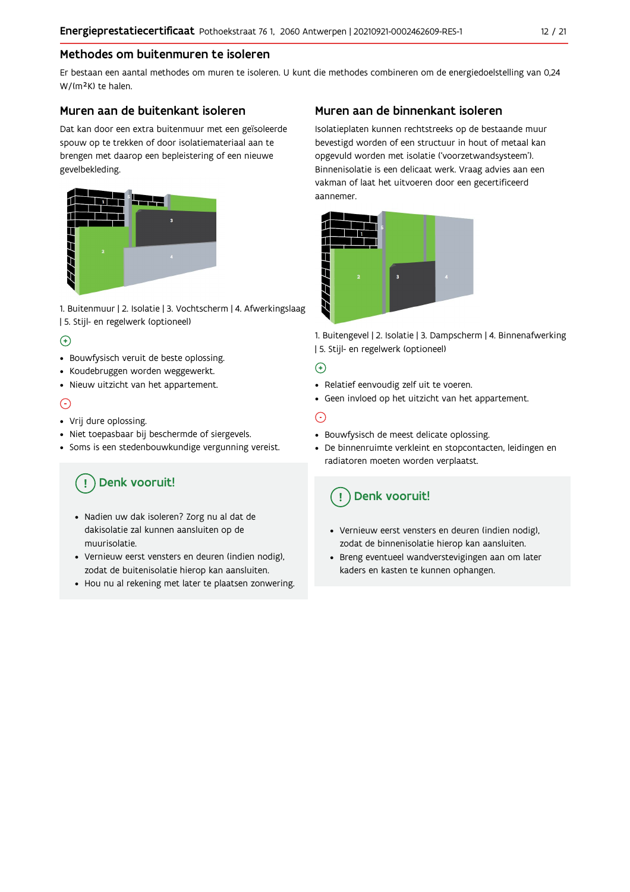## Methodes om buitenmuren te isoleren

Er bestaan een aantal methodes om muren te isoleren. U kunt die methodes combineren om de energiedoelstelling van 0,24 W/(m²K) te halen.

### Muren aan de buitenkant isoleren

Dat kan door een extra buitenmuur met een geïsoleerde spouw op te trekken of door isolatiemateriaal aan te brengen met daarop een bepleistering of een nieuwe gevelbekleding.

1. Buitenmuur | 2. Isolatie | 3. Vochtscherm | 4. Afwerkingslaag | 5. Stijl- en regelwerk (optioneel)

⊕

- Bouwfysisch veruit de beste oplossing.
- Koudebruggen worden weggewerkt.
- Nieuw uitzicht van het appartement.

⊖

- Vrij dure oplossing.
- Niet toepasbaar bij beschermde of siergevels.
- Soms is een stedenbouwkundige vergunning vereist.

**Denk vooruit!**

- Nadien uw dak isoleren? Zorg nu al dat de dakisolatie zal kunnen aansluiten op de muurisolatie.
- Vernieuw eerst vensters en deuren (indien nodig), zodat de buitenisolatie hierop kan aansluiten.
- Hou nu al rekening met later te plaatsen zonwering.

### Muren aan de binnenkant isoleren

Isolatieplaten kunnen rechtstreeks op de bestaande muur bevestigd worden of een structuur in hout of metaal kan opgevuld worden met isolatie ('voorzetwandsysteem'). Binnenisolatie is een delicaat werk. Vraag advies aan een vakman of laat het uitvoeren door een gecertificeerd aannemer.

1. Buitengevel | 2. Isolatie | 3. Dampscherm | 4. Binnenafwerking | 5. Stijl- en regelwerk (optioneel)

⊕

- Relatief eenvoudig zelf uit te voeren.
- Geen invloed op het uitzicht van het appartement.

⊖

- Bouwfysisch de meest delicate oplossing.
- De binnenruimte verkleint en stopcontacten, leidingen en radiatoren moeten worden verplaatst.

**Denk vooruit!**

- Vernieuw eerst vensters en deuren (indien nodig), zodat de binnenisolatie hierop kan aansluiten.
- Breng eventueel wandverstevigingen aan om later kaders en kasten te kunnen ophangen.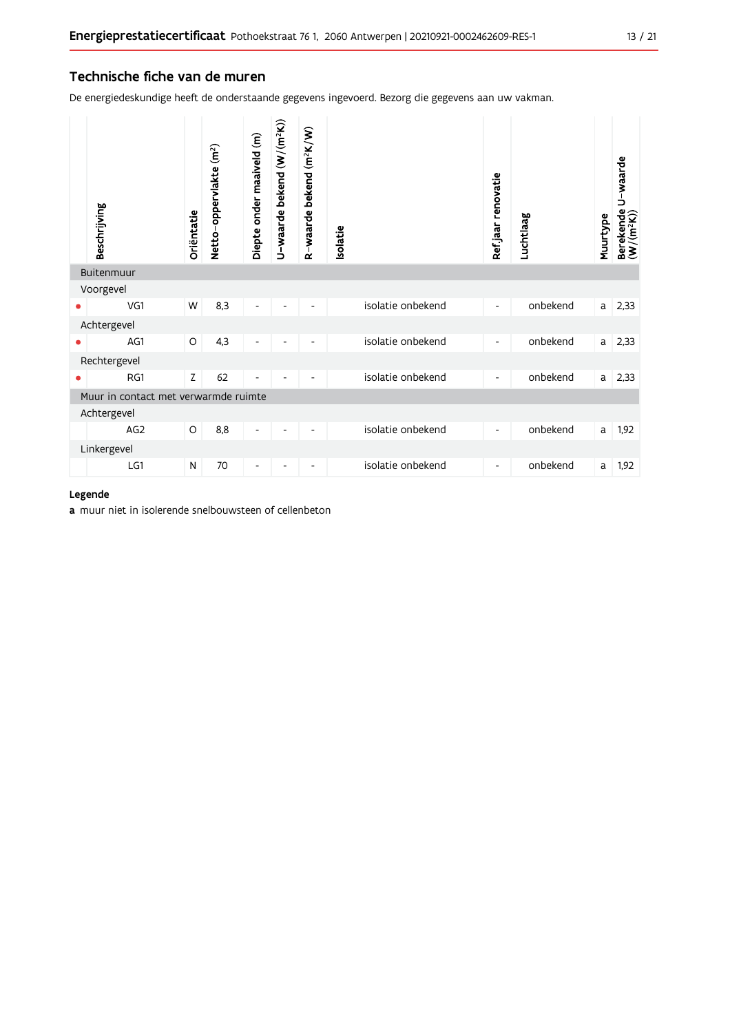## Technische fiche van de muren

De energiedeskundige heeft de onderstaande gegevens ingevoerd. Bezorg die gegevens aan uw vakman.

| | Beschrijving | Oriëntatie | Netto-oppervlakte (m²) | Diepte onder maaiveld (m) | U-waarde bekend (W/(m²K)) | R-waarde bekend (m²K/W) | Isolatie | Ref.jaar renovatie | Luchtlaag | Muurtype | Berekende U-waarde (W/(m²K)) |
|---|---|---|---|---|---|---|---|---|---|---|---|
| Buitenmuur | | | | | | | | | | | |
| Voorgevel | | | | | | | | | | | |
| • | VG1 | W | 8,3 | - | - | - | isolatie onbekend | - | onbekend | a | 2,33 |
| Achtergevel | | | | | | | | | | | |
| • | AG1 | O | 4,3 | - | - | - | isolatie onbekend | - | onbekend | a | 2,33 |
| Rechtergevel | | | | | | | | | | | |
| • | RG1 | Z | 62 | - | - | - | isolatie onbekend | - | onbekend | a | 2,33 |
| Muur in contact met verwarmde ruimte | | | | | | | | | | | |
| Achtergevel | | | | | | | | | | | |
| | AG2 | O | 8,8 | - | - | - | isolatie onbekend | - | onbekend | a | 1,92 |
| Linkergevel | | | | | | | | | | | |
| | LG1 | N | 70 | - | - | - | isolatie onbekend | - | onbekend | a | 1,92 |

**Legende**

**a** muur niet in isolerende snelbouwsteen of cellenbeton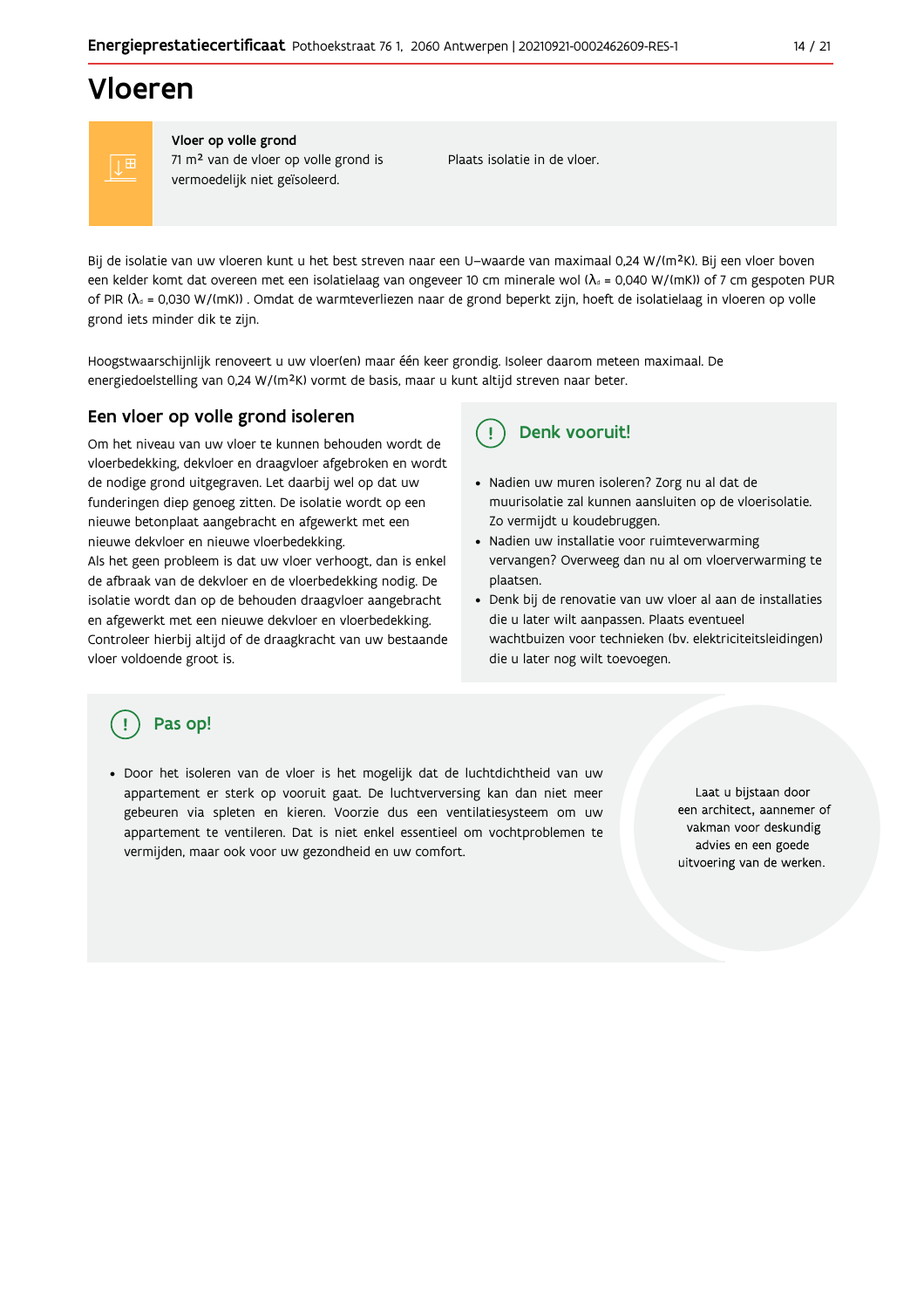# Vloeren

**Vloer op volle grond**
71 m² van de vloer op volle grond is vermoedelijk niet geïsoleerd.

Plaats isolatie in de vloer.

Bij de isolatie van uw vloeren kunt u het best streven naar een U-waarde van maximaal 0,24 W/(m²K). Bij een vloer boven een kelder komt dat overeen met een isolatielaag van ongeveer 10 cm minerale wol ($\lambda_d$ = 0,040 W/(mK)) of 7 cm gespoten PUR of PIR ($\lambda_d$ = 0,030 W/(mK)) . Omdat de warmteverliezen naar de grond beperkt zijn, hoeft de isolatielaag in vloeren op volle grond iets minder dik te zijn.

Hoogstwaarschijnlijk renoveert u uw vloer(en) maar één keer grondig. Isoleer daarom meteen maximaal. De energiedoelstelling van 0,24 W/(m²K) vormt de basis, maar u kunt altijd streven naar beter.

## Een vloer op volle grond isoleren

Om het niveau van uw vloer te kunnen behouden wordt de vloerbedekking, dekvloer en draagvloer afgebroken en wordt de nodige grond uitgegraven. Let daarbij wel op dat uw funderingen diep genoeg zitten. De isolatie wordt op een nieuwe betonplaat aangebracht en afgewerkt met een nieuwe dekvloer en nieuwe vloerbedekking.
Als het geen probleem is dat uw vloer verhoogt, dan is enkel de afbraak van de dekvloer en de vloerbedekking nodig. De isolatie wordt dan op de behouden draagvloer aangebracht en afgewerkt met een nieuwe dekvloer en vloerbedekking. Controleer hierbij altijd of de draagkracht van uw bestaande vloer voldoende groot is.

## Denk vooruit!

- Nadien uw muren isoleren? Zorg nu al dat de muurisolatie zal kunnen aansluiten op de vloerisolatie. Zo vermijdt u koudebruggen.
- Nadien uw installatie voor ruimteverwarming vervangen? Overweeg dan nu al om vloerverwarming te plaatsen.
- Denk bij de renovatie van uw vloer al aan de installaties die u later wilt aanpassen. Plaats eventueel wachtbuizen voor technieken (bv. elektriciteitsleidingen) die u later nog wilt toevoegen.

## Pas op!

- Door het isoleren van de vloer is het mogelijk dat de luchtdichtheid van uw appartement er sterk op vooruit gaat. De luchtverversing kan dan niet meer gebeuren via spleten en kieren. Voorzie dus een ventilatiesysteem om uw appartement te ventileren. Dat is niet enkel essentieel om vochtproblemen te vermijden, maar ook voor uw gezondheid en uw comfort.

Laat u bijstaan door een architect, aannemer of vakman voor deskundig advies en een goede uitvoering van de werken.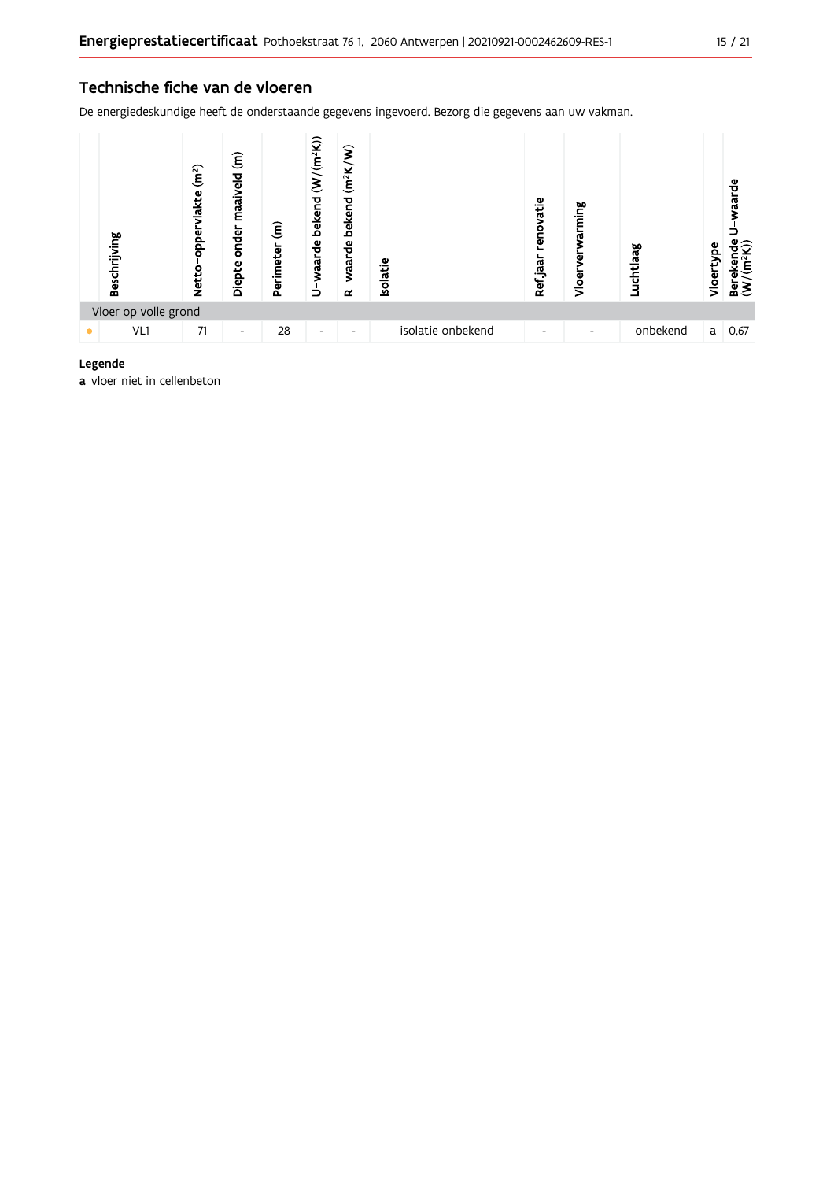## Technische fiche van de vloeren

De energiedeskundige heeft de onderstaande gegevens ingevoerd. Bezorg die gegevens aan uw vakman.

| | Beschrijving | Netto-oppervlakte (m²) | Diepte onder maaiveld (m) | Perimeter (m) | U-waarde bekend (W/(m²K)) | R-waarde bekend (m²K/W) | Isolatie | Ref.jaar renovatie | Vloerverwarming | Luchtlaag | Vloertype | Berekende U-waarde (W/(m²K)) |
|---|---|---|---|---|---|---|---|---|---|---|---|---|
| Vloer op volle grond | | | | | | | | | | | | |
| • | VL1 | 71 | - | 28 | - | - | isolatie onbekend | - | - | onbekend | a | 0,67 |

**Legende**

**a** vloer niet in cellenbeton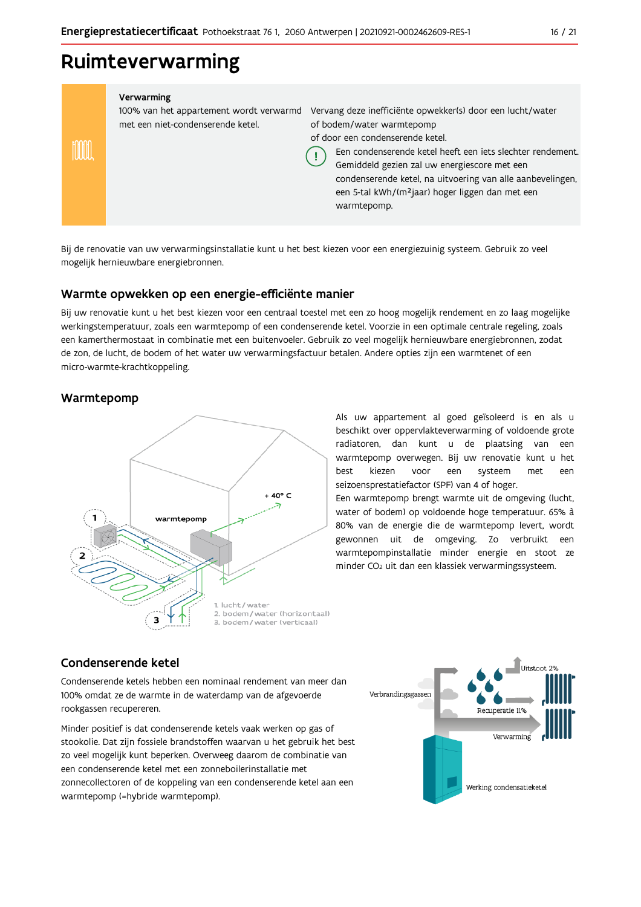# Ruimteverwarming

**Verwarming**

100% van het appartement wordt verwarmd met een niet-condenserende ketel.

Vervang deze inefficiënte opwekker(s) door een lucht/water of bodem/water warmtepomp of door een condenserende ketel.

Een condenserende ketel heeft een iets slechter rendement. Gemiddeld gezien zal uw energiescore met een condenserende ketel, na uitvoering van alle aanbevelingen, een 5-tal kWh/(m²jaar) hoger liggen dan met een warmtepomp.

Bij de renovatie van uw verwarmingsinstallatie kunt u het best kiezen voor een energiezuinig systeem. Gebruik zo veel mogelijk hernieuwbare energiebronnen.

## Warmte opwekken op een energie-efficiënte manier

Bij uw renovatie kunt u het best kiezen voor een centraal toestel met een zo hoog mogelijk rendement en zo laag mogelijke werkingstemperatuur, zoals een warmtepomp of een condenserende ketel. Voorzie in een optimale centrale regeling, zoals een kamerthermostaat in combinatie met een buitenvoeler. Gebruik zo veel mogelijk hernieuwbare energiebronnen, zodat de zon, de lucht, de bodem of het water uw verwarmingsfactuur betalen. Andere opties zijn een warmtenet of een micro-warmte-krachtkoppeling.

## Warmtepomp

warmtepomp

+ 40° C

1. lucht / water
2. bodem / water (horizontaal)
3. bodem / water (verticaal)

Als uw appartement al goed geïsoleerd is en als u beschikt over oppervlakteverwarming of voldoende grote radiatoren, dan kunt u de plaatsing van een warmtepomp overwegen. Bij uw renovatie kunt u het best kiezen voor een systeem met een seizoensprestatiefactor (SPF) van 4 of hoger.

Een warmtepomp brengt warmte uit de omgeving (lucht, water of bodem) op voldoende hoge temperatuur. 65% à 80% van de energie die de warmtepomp levert, wordt gewonnen uit de omgeving. Zo verbruikt een warmtepompinstallatie minder energie en stoot ze minder $CO_2$ uit dan een klassiek verwarmingssysteem.

## Condenserende ketel

Condenserende ketels hebben een nominaal rendement van meer dan 100% omdat ze de warmte in de waterdamp van de afgevoerde rookgassen recupereren.

Minder positief is dat condenserende ketels vaak werken op gas of stookolie. Dat zijn fossiele brandstoffen waarvan u het gebruik het best zo veel mogelijk kunt beperken. Overweeg daarom de combinatie van een condenserende ketel met een zonneboilerinstallatie met zonnecollectoren of de koppeling van een condenserende ketel aan een warmtepomp (=hybride warmtepomp).

Verbrandingsgassen

Uitstoot 2%

Recuperatie 11%

Verwarming

Werking condensatieketel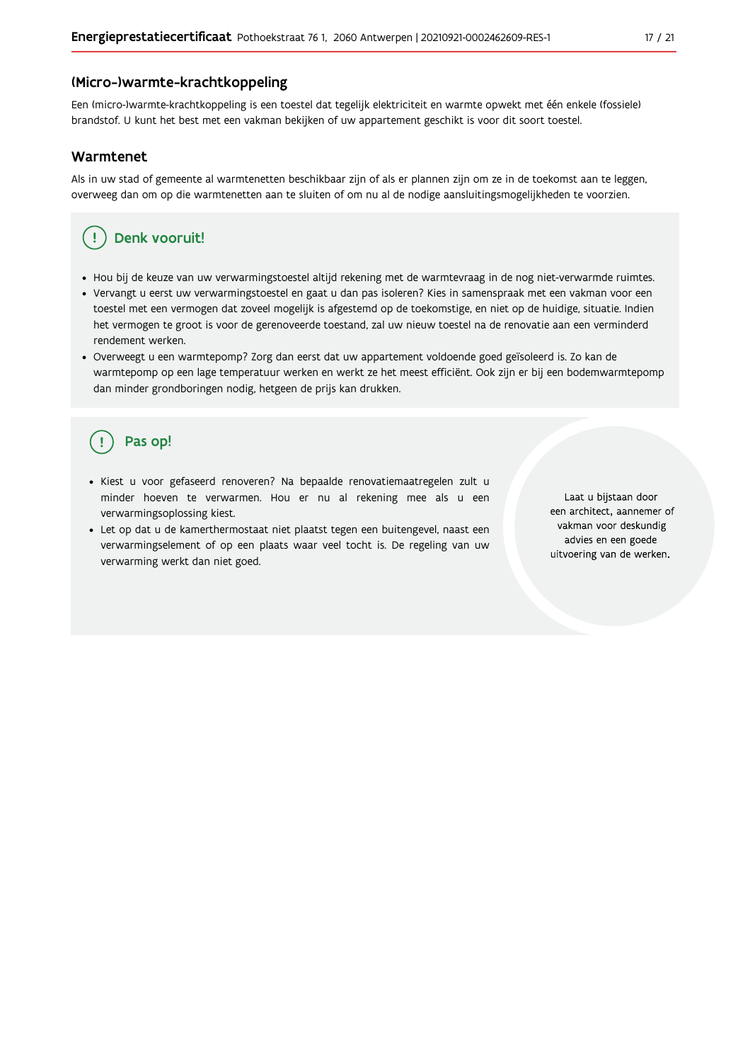## (Micro-)warmte-krachtkoppeling

Een (micro-)warmte-krachtkoppeling is een toestel dat tegelijk elektriciteit en warmte opwekt met één enkele (fossiele) brandstof. U kunt het best met een vakman bekijken of uw appartement geschikt is voor dit soort toestel.

## Warmtenet

Als in uw stad of gemeente al warmtenetten beschikbaar zijn of als er plannen zijn om ze in de toekomst aan te leggen, overweeg dan om op die warmtenetten aan te sluiten of om nu al de nodige aansluitingsmogelijkheden te voorzien.

### Denk vooruit!

- Hou bij de keuze van uw verwarmingstoestel altijd rekening met de warmtevraag in de nog niet-verwarmde ruimtes.
- Vervangt u eerst uw verwarmingstoestel en gaat u dan pas isoleren? Kies in samenspraak met een vakman voor een toestel met een vermogen dat zoveel mogelijk is afgestemd op de toekomstige, en niet op de huidige, situatie. Indien het vermogen te groot is voor de gerenoveerde toestand, zal uw nieuw toestel na de renovatie aan een verminderd rendement werken.
- Overweegt u een warmtepomp? Zorg dan eerst dat uw appartement voldoende goed geïsoleerd is. Zo kan de warmtepomp op een lage temperatuur werken en werkt ze het meest efficiënt. Ook zijn er bij een bodemwarmtepomp dan minder grondboringen nodig, hetgeen de prijs kan drukken.

### Pas op!

- Kiest u voor gefaseerd renoveren? Na bepaalde renovatiemaatregelen zult u minder hoeven te verwarmen. Hou er nu al rekening mee als u een verwarmingsoplossing kiest.
- Let op dat u de kamerthermostaat niet plaatst tegen een buitengevel, naast een verwarmingselement of op een plaats waar veel tocht is. De regeling van uw verwarming werkt dan niet goed.

Laat u bijstaan door een architect, aannemer of vakman voor deskundig advies en een goede uitvoering van de werken.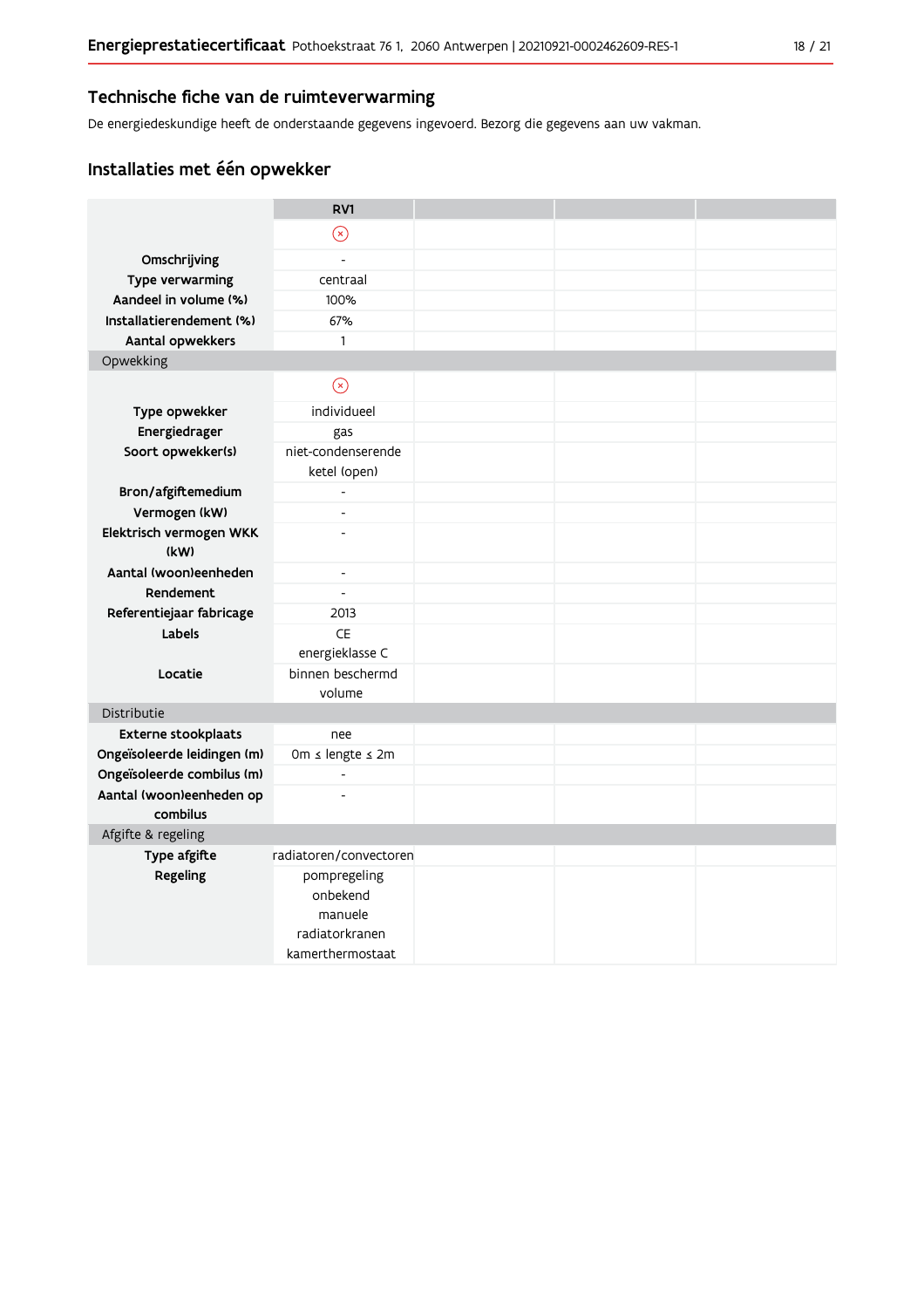## Technische fiche van de ruimteverwarming

De energiedeskundige heeft de onderstaande gegevens ingevoerd. Bezorg die gegevens aan uw vakman.

### Installaties met één opwekker

| | RV1 | | | |
|---|---|---|---|---|
| | ⊗ | | | |
| **Omschrijving** | - | | | |
| **Type verwarming** | centraal | | | |
| **Aandeel in volume (%)** | 100% | | | |
| **Installatierendement (%)** | 67% | | | |
| **Aantal opwekkers** | 1 | | | |
| Opwekking | | | | |
| | ⊗ | | | |
| **Type opwekker** | individueel | | | |
| **Energiedrager** | gas | | | |
| **Soort opwekker(s)** | niet-condenserende ketel (open) | | | |
| **Bron/afgiftemedium** | - | | | |
| **Vermogen (kW)** | - | | | |
| **Elektrisch vermogen WKK (kW)** | - | | | |
| **Aantal (woon)eenheden** | - | | | |
| **Rendement** | - | | | |
| **Referentiejaar fabricage** | 2013 | | | |
| **Labels** | CE energieklasse C | | | |
| **Locatie** | binnen beschermd volume | | | |
| Distributie | | | | |
| **Externe stookplaats** | nee | | | |
| **Ongeïsoleerde leidingen (m)** | 0m ≤ lengte ≤ 2m | | | |
| **Ongeïsoleerde combilus (m)** | - | | | |
| **Aantal (woon)eenheden op combilus** | - | | | |
| Afgifte & regeling | | | | |
| **Type afgifte** | radiatoren/convectoren | | | |
| **Regeling** | pompregeling onbekend manuele radiatorkranen kamerthermostaat | | | |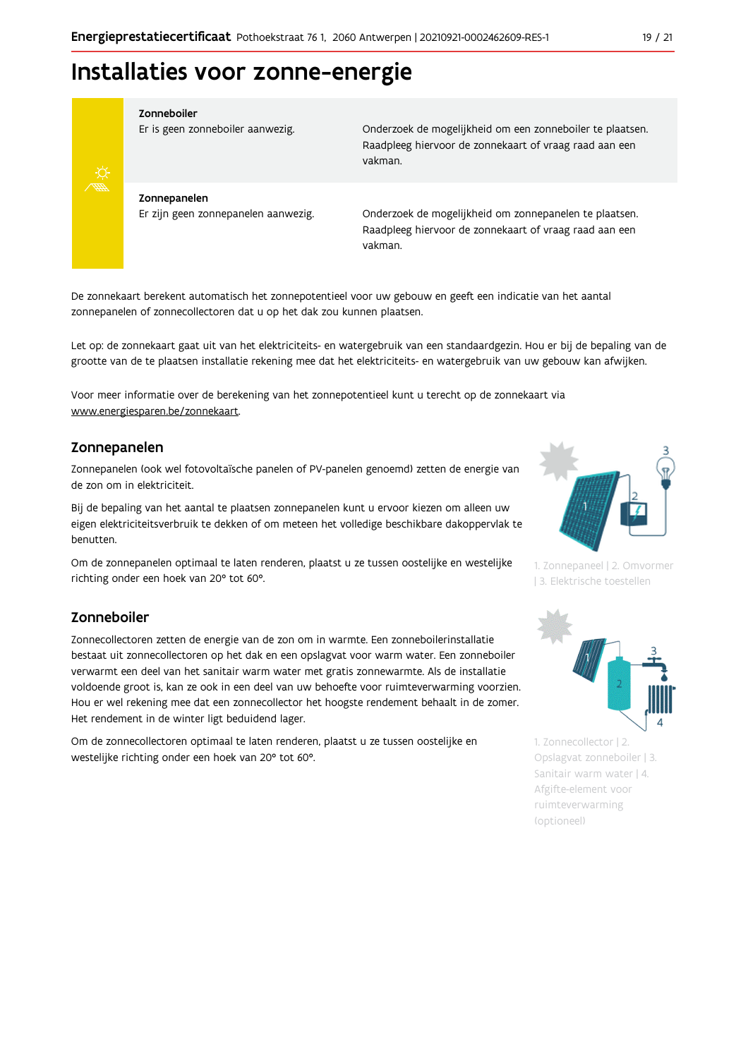# Installaties voor zonne-energie

| | | |
|---|---|---|
| **Zonneboiler** | Er is geen zonneboiler aanwezig. | Onderzoek de mogelijkheid om een zonneboiler te plaatsen. Raadpleeg hiervoor de zonnekaart of vraag raad aan een vakman. |
| **Zonnepanelen** | Er zijn geen zonnepanelen aanwezig. | Onderzoek de mogelijkheid om zonnepanelen te plaatsen. Raadpleeg hiervoor de zonnekaart of vraag raad aan een vakman. |

De zonnekaart berekent automatisch het zonnepotentieel voor uw gebouw en geeft een indicatie van het aantal zonnepanelen of zonnecollectoren dat u op het dak zou kunnen plaatsen.

Let op: de zonnekaart gaat uit van het elektriciteits- en watergebruik van een standaardgezin. Hou er bij de bepaling van de grootte van de te plaatsen installatie rekening mee dat het elektriciteits- en watergebruik van uw gebouw kan afwijken.

Voor meer informatie over de berekening van het zonnepotentieel kunt u terecht op de zonnekaart via www.energiesparen.be/zonnekaart.

## Zonnepanelen

Zonnepanelen (ook wel fotovoltaïsche panelen of PV-panelen genoemd) zetten de energie van de zon om in elektriciteit.

Bij de bepaling van het aantal te plaatsen zonnepanelen kunt u ervoor kiezen om alleen uw eigen elektriciteitsverbruik te dekken of om meteen het volledige beschikbare dakoppervlak te benutten.

Om de zonnepanelen optimaal te laten renderen, plaatst u ze tussen oostelijke en westelijke richting onder een hoek van 20° tot 60°.

1. Zonnepaneel | 2. Omvormer | 3. Elektrische toestellen

## Zonneboiler

Zonnecollectoren zetten de energie van de zon om in warmte. Een zonneboilerinstallatie bestaat uit zonnecollectoren op het dak en een opslagvat voor warm water. Een zonneboiler verwarmt een deel van het sanitair warm water met gratis zonnewarmte. Als de installatie voldoende groot is, kan ze ook in een deel van uw behoefte voor ruimteverwarming voorzien. Hou er wel rekening mee dat een zonnecollector het hoogste rendement behaalt in de zomer. Het rendement in de winter ligt beduidend lager.

Om de zonnecollectoren optimaal te laten renderen, plaatst u ze tussen oostelijke en westelijke richting onder een hoek van 20° tot 60°.

1. Zonnecollector | 2. Opslagvat zonneboiler | 3. Sanitair warm water | 4. Afgifte-element voor ruimteverwarming (optioneel)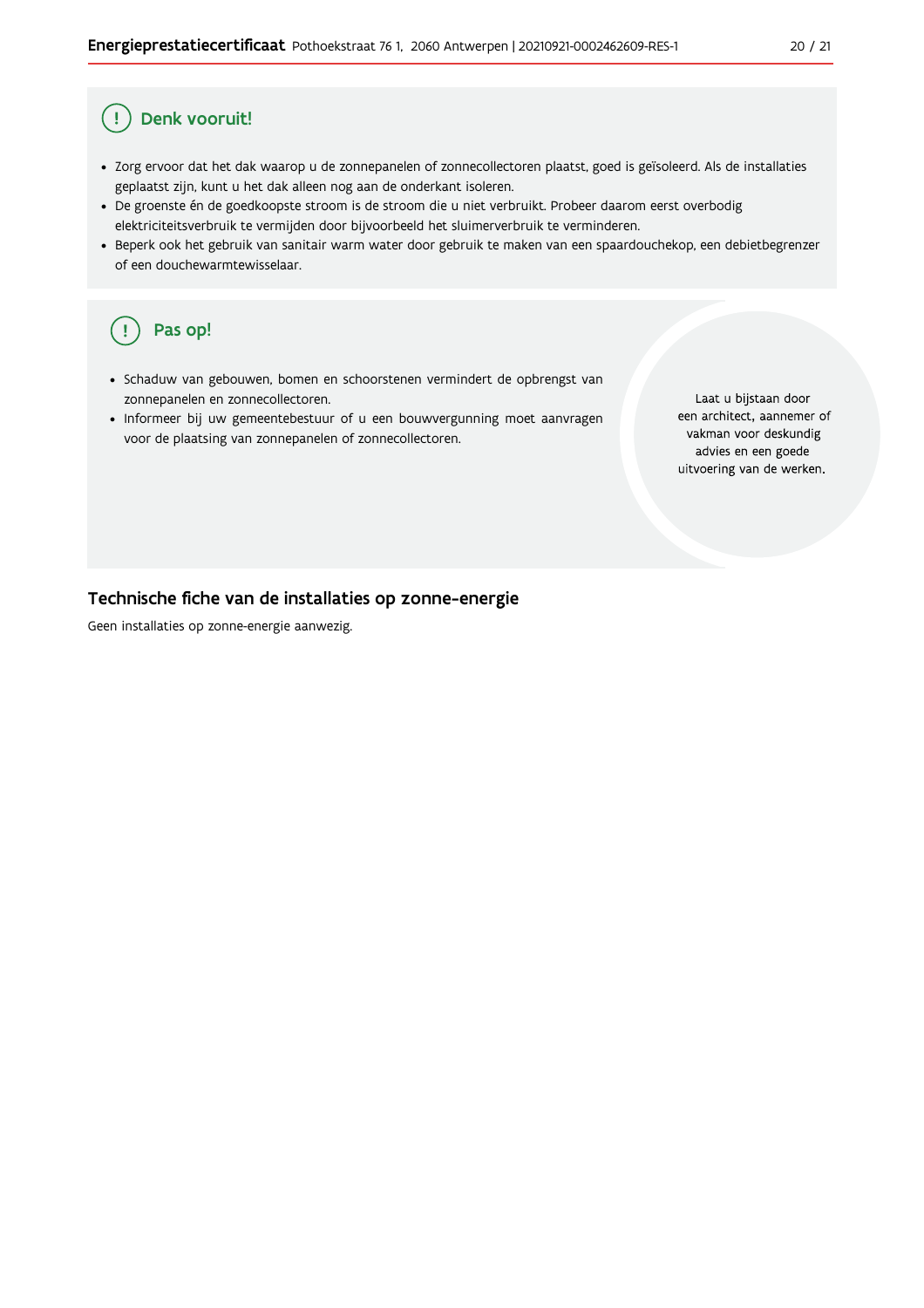## Denk vooruit!

- Zorg ervoor dat het dak waarop u de zonnepanelen of zonnecollectoren plaatst, goed is geïsoleerd. Als de installaties geplaatst zijn, kunt u het dak alleen nog aan de onderkant isoleren.
- De groenste én de goedkoopste stroom is de stroom die u niet verbruikt. Probeer daarom eerst overbodig elektriciteitsverbruik te vermijden door bijvoorbeeld het sluimerverbruik te verminderen.
- Beperk ook het gebruik van sanitair warm water door gebruik te maken van een spaardouchekop, een debietbegrenzer of een douchewarmtewisselaar.

## Pas op!

- Schaduw van gebouwen, bomen en schoorstenen vermindert de opbrengst van zonnepanelen en zonnecollectoren.
- Informeer bij uw gemeentebestuur of u een bouwvergunning moet aanvragen voor de plaatsing van zonnepanelen of zonnecollectoren.

Laat u bijstaan door een architect, aannemer of vakman voor deskundig advies en een goede uitvoering van de werken.

## Technische fiche van de installaties op zonne-energie

Geen installaties op zonne-energie aanwezig.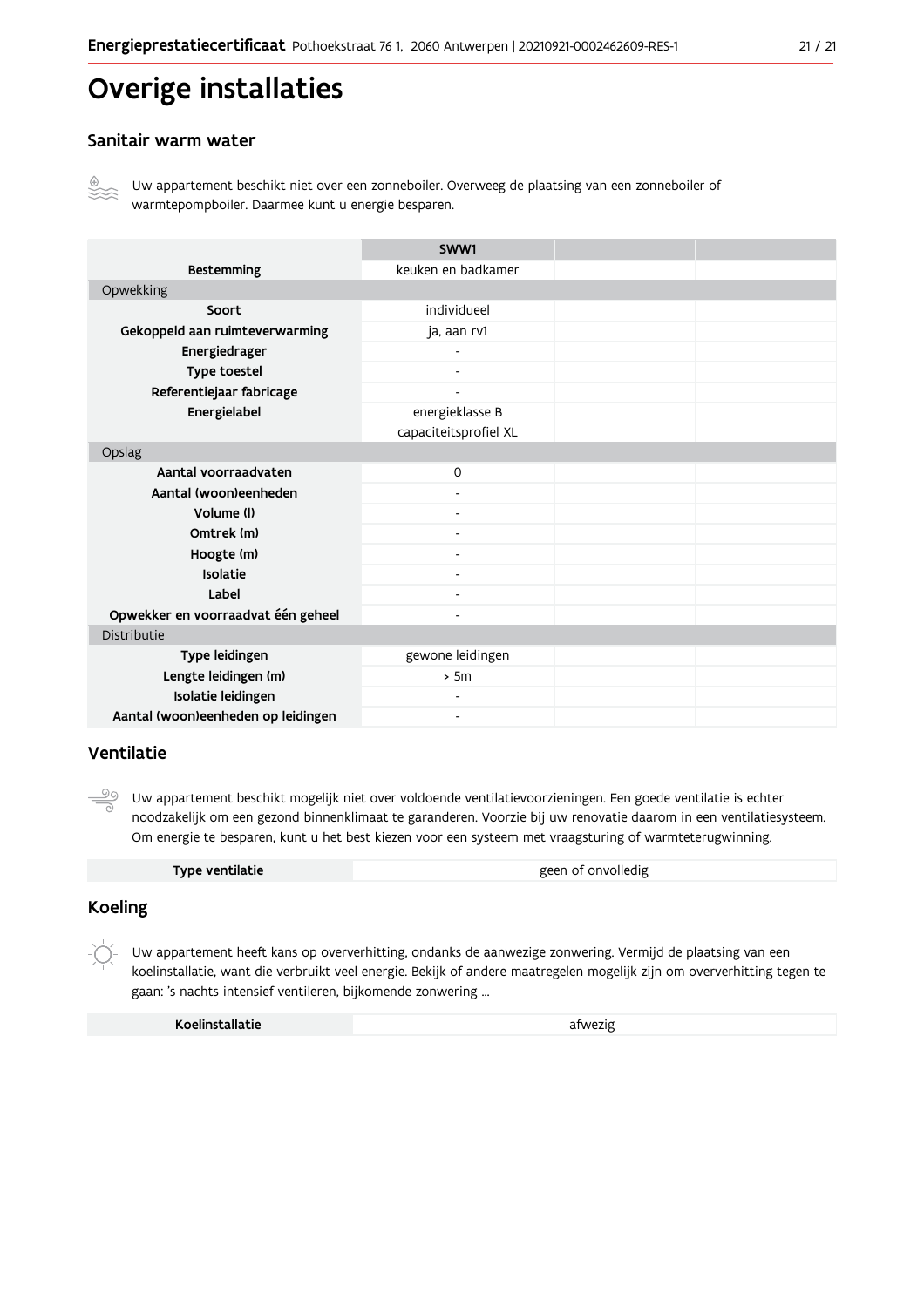# Overige installaties

## Sanitair warm water

Uw appartement beschikt niet over een zonneboiler. Overweeg de plaatsing van een zonneboiler of warmtepompboiler. Daarmee kunt u energie besparen.

| | SWW1 | | |
|---|---|---|---|
| **Bestemming** | keuken en badkamer | | |
| Opwekking | | | |
| **Soort** | individueel | | |
| **Gekoppeld aan ruimteverwarming** | ja, aan rv1 | | |
| **Energiedrager** | - | | |
| **Type toestel** | - | | |
| **Referentiejaar fabricage** | - | | |
| **Energielabel** | energieklasse B<br>capaciteitsprofiel XL | | |
| Opslag | | | |
| **Aantal voorraadvaten** | 0 | | |
| **Aantal (woon)eenheden** | - | | |
| **Volume (l)** | - | | |
| **Omtrek (m)** | - | | |
| **Hoogte (m)** | - | | |
| **Isolatie** | - | | |
| **Label** | - | | |
| **Opwekker en voorraadvat één geheel** | - | | |
| Distributie | | | |
| **Type leidingen** | gewone leidingen | | |
| **Lengte leidingen (m)** | > 5m | | |
| **Isolatie leidingen** | - | | |
| **Aantal (woon)eenheden op leidingen** | - | | |

## Ventilatie

Uw appartement beschikt mogelijk niet over voldoende ventilatievoorzieningen. Een goede ventilatie is echter noodzakelijk om een gezond binnenklimaat te garanderen. Voorzie bij uw renovatie daarom in een ventilatiesysteem. Om energie te besparen, kunt u het best kiezen voor een systeem met vraagsturing of warmteterugwinning.

| | |
|---|---|
| **Type ventilatie** | geen of onvolledig |

## Koeling

Uw appartement heeft kans op oververhitting, ondanks de aanwezige zonwering. Vermijd de plaatsing van een koelinstallatie, want die verbruikt veel energie. Bekijk of andere maatregelen mogelijk zijn om oververhitting tegen te gaan: 's nachts intensief ventileren, bijkomende zonwering ...

| | |
|---|---|
| **Koelinstallatie** | afwezig |